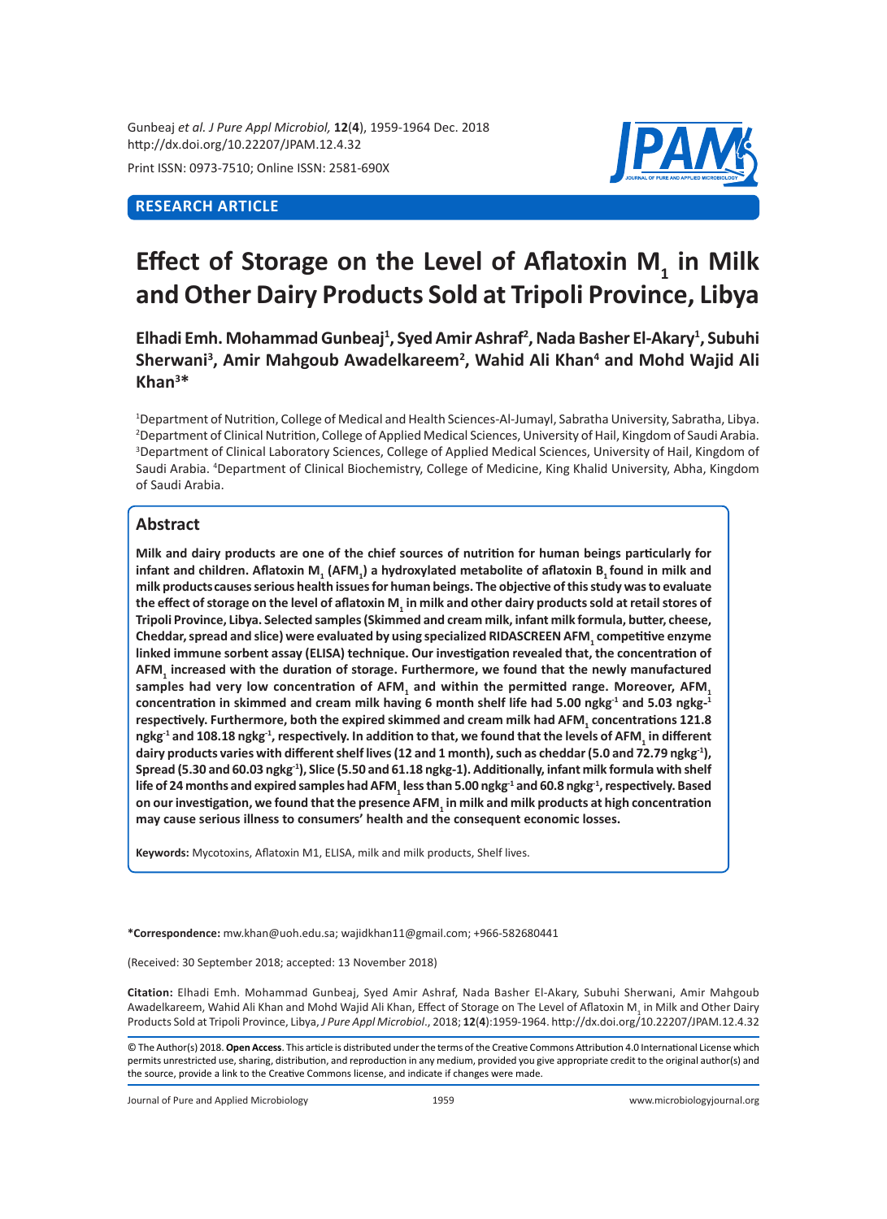RESEARCH ARTICLE

# Effect of Storage on the Level of Aflatoxin $M_1$ in Milk and Other Dairy Products Sold at Tripoli Province, Libya

**Elhadi Emh. Mohammad Gunbeaj[1], Syed Amir Ashraf[2], Nada Basher El-Akary[1], Subuhi Sherwani[3], Amir Mahgoub Awadelkareem[2], Wahid Ali Khan[4] and Mohd Wajid Ali Khan[3]***

[1]Department of Nutrition, College of Medical and Health Sciences-Al-Jumayl, Sabratha University, Sabratha, Libya. [2]Department of Clinical Nutrition, College of Applied Medical Sciences, University of Hail, Kingdom of Saudi Arabia. [3]Department of Clinical Laboratory Sciences, College of Applied Medical Sciences, University of Hail, Kingdom of Saudi Arabia. [4]Department of Clinical Biochemistry, College of Medicine, King Khalid University, Abha, Kingdom of Saudi Arabia.

## Abstract

**Milk and dairy products are one of the chief sources of nutrition for human beings particularly for infant and children. Aflatoxin $M_1$ ($AFM_1$) a hydroxylated metabolite of aflatoxin $B_1$ found in milk and milk products causes serious health issues for human beings. The objective of this study was to evaluate the effect of storage on the level of aflatoxin $M_1$ in milk and other dairy products sold at retail stores of Tripoli Province, Libya. Selected samples (Skimmed and cream milk, infant milk formula, butter, cheese, Cheddar, spread and slice) were evaluated by using specialized RIDASCREEN $AFM_1$ competitive enzyme linked immune sorbent assay (ELISA) technique. Our investigation revealed that, the concentration of $AFM_1$ increased with the duration of storage. Furthermore, we found that the newly manufactured samples had very low concentration of $AFM_1$ and within the permitted range. Moreover, $AFM_1$ concentration in skimmed and cream milk having 6 month shelf life had 5.00 $ngkg^{-1}$ and 5.03 $ngkg^{-1}$ respectively. Furthermore, both the expired skimmed and cream milk had $AFM_1$ concentrations 121.8 $ngkg^{-1}$ and 108.18 $ngkg^{-1}$, respectively. In addition to that, we found that the levels of $AFM_1$ in different dairy products varies with different shelf lives (12 and 1 month), such as cheddar (5.0 and 72.79 $ngkg^{-1}$), Spread (5.30 and 60.03 $ngkg^{-1}$), Slice (5.50 and 61.18 ngkg-1). Additionally, infant milk formula with shelf life of 24 months and expired samples had $AFM_1$ less than 5.00 $ngkg^{-1}$ and 60.8 $ngkg^{-1}$, respectively. Based on our investigation, we found that the presence $AFM_1$ in milk and milk products at high concentration may cause serious illness to consumers' health and the consequent economic losses.**

**Keywords:** Mycotoxins, Aflatoxin M1, ELISA, milk and milk products, Shelf lives.

**\*Correspondence:** mw.khan@uoh.edu.sa; wajidkhan11@gmail.com; +966-582680441

(Received: 30 September 2018; accepted: 13 November 2018)

**Citation:** Elhadi Emh. Mohammad Gunbeaj, Syed Amir Ashraf, Nada Basher El-Akary, Subuhi Sherwani, Amir Mahgoub Awadelkareem, Wahid Ali Khan and Mohd Wajid Ali Khan, Effect of Storage on The Level of Aflatoxin $M_1$ in Milk and Other Dairy Products Sold at Tripoli Province, Libya, *J Pure Appl Microbiol*., 2018; **12**(**4**):1959-1964. http://dx.doi.org/10.22207/JPAM.12.4.32

© The Author(s) 2018. **Open Access**. This article is distributed under the terms of the Creative Commons Attribution 4.0 International License which permits unrestricted use, sharing, distribution, and reproduction in any medium, provided you give appropriate credit to the original author(s) and the source, provide a link to the Creative Commons license, and indicate if changes were made.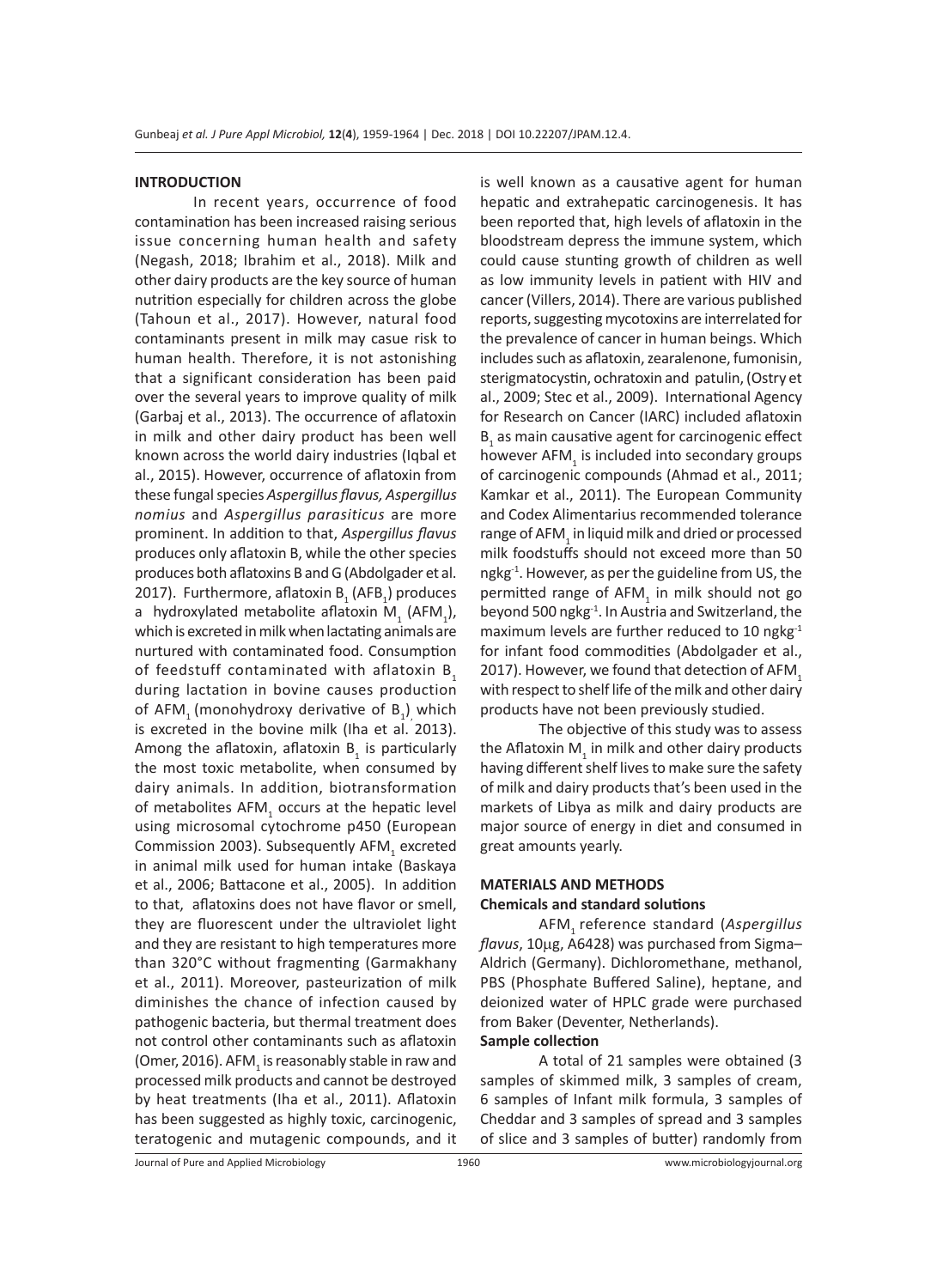## INTRODUCTION

In recent years, occurrence of food contamination has been increased raising serious issue concerning human health and safety (Negash, 2018; Ibrahim et al., 2018). Milk and other dairy products are the key source of human nutrition especially for children across the globe (Tahoun et al., 2017). However, natural food contaminants present in milk may casue risk to human health. Therefore, it is not astonishing that a significant consideration has been paid over the several years to improve quality of milk (Garbaj et al., 2013). The occurrence of aflatoxin in milk and other dairy product has been well known across the world dairy industries (Iqbal et al., 2015). However, occurrence of aflatoxin from these fungal species *Aspergillus flavus, Aspergillus nomius* and *Aspergillus parasiticus* are more prominent. In addition to that, *Aspergillus flavus* produces only aflatoxin B, while the other species produces both aflatoxins B and G (Abdolgader et al. 2017). Furthermore, aflatoxin $B_1$ ($AFB_1$) produces a hydroxylated metabolite aflatoxin $M_1$ ($AFM_1$), which is excreted in milk when lactating animals are nurtured with contaminated food. Consumption of feedstuff contaminated with aflatoxin $B_1$ during lactation in bovine causes production of $AFM_1$ (monohydroxy derivative of $B_1$), which is excreted in the bovine milk (Iha et al. 2013). Among the aflatoxin, aflatoxin $B_1$ is particularly the most toxic metabolite, when consumed by dairy animals. In addition, biotransformation of metabolites $AFM_1$ occurs at the hepatic level using microsomal cytochrome p450 (European Commission 2003). Subsequently $AFM_1$ excreted in animal milk used for human intake (Baskaya et al., 2006; Battacone et al., 2005). In addition to that, aflatoxins does not have flavor or smell, they are fluorescent under the ultraviolet light and they are resistant to high temperatures more than 320°C without fragmenting (Garmakhany et al., 2011). Moreover, pasteurization of milk diminishes the chance of infection caused by pathogenic bacteria, but thermal treatment does not control other contaminants such as aflatoxin (Omer, 2016). $AFM_1$ is reasonably stable in raw and processed milk products and cannot be destroyed by heat treatments (Iha et al., 2011). Aflatoxin has been suggested as highly toxic, carcinogenic, teratogenic and mutagenic compounds, and it is well known as a causative agent for human hepatic and extrahepatic carcinogenesis. It has been reported that, high levels of aflatoxin in the bloodstream depress the immune system, which could cause stunting growth of children as well as low immunity levels in patient with HIV and cancer (Villers, 2014). There are various published reports, suggesting mycotoxins are interrelated for the prevalence of cancer in human beings. Which includes such as aflatoxin, zearalenone, fumonisin, sterigmatocystin, ochratoxin and patulin, (Ostry et al., 2009; Stec et al., 2009). International Agency for Research on Cancer (IARC) included aflatoxin $B_1$ as main causative agent for carcinogenic effect however $AFM_1$ is included into secondary groups of carcinogenic compounds (Ahmad et al., 2011; Kamkar et al., 2011). The European Community and Codex Alimentarius recommended tolerance range of $AFM_1$ in liquid milk and dried or processed milk foodstuffs should not exceed more than 50 $ngkg^{-1}$. However, as per the guideline from US, the permitted range of $AFM_1$ in milk should not go beyond 500 $ngkg^{-1}$. In Austria and Switzerland, the maximum levels are further reduced to 10 $ngkg^{-1}$ for infant food commodities (Abdolgader et al., 2017). However, we found that detection of $AFM_1$ with respect to shelf life of the milk and other dairy products have not been previously studied.

The objective of this study was to assess the Aflatoxin $M_1$ in milk and other dairy products having different shelf lives to make sure the safety of milk and dairy products that's been used in the markets of Libya as milk and dairy products are major source of energy in diet and consumed in great amounts yearly.

## MATERIALS AND METHODS

### Chemicals and standard solutions

$AFM_1$ reference standard (*Aspergillus flavus*, 10μg, A6428) was purchased from Sigma–Aldrich (Germany). Dichloromethane, methanol, PBS (Phosphate Buffered Saline), heptane, and deionized water of HPLC grade were purchased from Baker (Deventer, Netherlands).

### Sample collection

A total of 21 samples were obtained (3 samples of skimmed milk, 3 samples of cream, 6 samples of Infant milk formula, 3 samples of Cheddar and 3 samples of spread and 3 samples of slice and 3 samples of butter) randomly from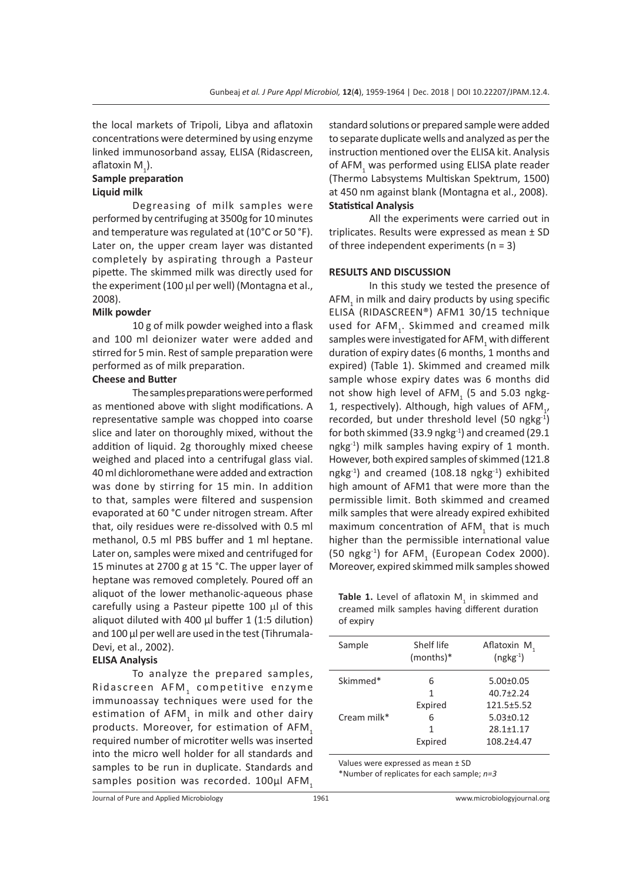the local markets of Tripoli, Libya and aflatoxin concentrations were determined by using enzyme linked immunosorband assay, ELISA (Ridascreen, aflatoxin $M_1$).

### Sample preparation

#### Liquid milk

Degreasing of milk samples were performed by centrifuging at 3500g for 10 minutes and temperature was regulated at (10°C or 50 °F). Later on, the upper cream layer was distanted completely by aspirating through a Pasteur pipette. The skimmed milk was directly used for the experiment (100 µl per well) (Montagna et al., 2008).

#### Milk powder

10 g of milk powder weighed into a flask and 100 ml deionizer water were added and stirred for 5 min. Rest of sample preparation were performed as of milk preparation.

#### Cheese and Butter

The samples preparations were performed as mentioned above with slight modifications. A representative sample was chopped into coarse slice and later on thoroughly mixed, without the addition of liquid. 2g thoroughly mixed cheese weighed and placed into a centrifugal glass vial. 40 ml dichloromethane were added and extraction was done by stirring for 15 min. In addition to that, samples were filtered and suspension evaporated at 60 °C under nitrogen stream. After that, oily residues were re-dissolved with 0.5 ml methanol, 0.5 ml PBS buffer and 1 ml heptane. Later on, samples were mixed and centrifuged for 15 minutes at 2700 g at 15 °C. The upper layer of heptane was removed completely. Poured off an aliquot of the lower methanolic-aqueous phase carefully using a Pasteur pipette 100 µl of this aliquot diluted with 400 µl buffer 1 (1:5 dilution) and 100 µl per well are used in the test (Tihrumala-Devi, et al., 2002).

### ELISA Analysis

To analyze the prepared samples, Ridascreen $AFM_1$ competitive enzyme immunoassay techniques were used for the estimation of $AFM_1$ in milk and other dairy products. Moreover, for estimation of $AFM_1$ required number of microtiter wells was inserted into the micro well holder for all standards and samples to be run in duplicate. Standards and samples position was recorded. 100µl $AFM_1$ standard solutions or prepared sample were added to separate duplicate wells and analyzed as per the instruction mentioned over the ELISA kit. Analysis of $AFM_1$ was performed using ELISA plate reader (Thermo Labsystems Multiskan Spektrum, 1500) at 450 nm against blank (Montagna et al., 2008).

### Statistical Analysis

All the experiments were carried out in triplicates. Results were expressed as mean ± SD of three independent experiments (n = 3)

## RESULTS AND DISCUSSION

In this study we tested the presence of $AFM_1$ in milk and dairy products by using specific ELISA (RIDASCREEN®) AFM1 30/15 technique used for $AFM_1$. Skimmed and creamed milk samples were investigated for $AFM_1$ with different duration of expiry dates (6 months, 1 months and expired) (Table 1). Skimmed and creamed milk sample whose expiry dates was 6 months did not show high level of $AFM_1$ (5 and 5.03 ngkg-1, respectively). Although, high values of $AFM_1$, recorded, but under threshold level (50 $ngkg^{-1}$) for both skimmed (33.9 $ngkg^{-1}$) and creamed (29.1 $ngkg^{-1}$) milk samples having expiry of 1 month. However, both expired samples of skimmed (121.8 $ngkg^{-1}$) and creamed (108.18 $ngkg^{-1}$) exhibited high amount of AFM1 that were more than the permissible limit. Both skimmed and creamed milk samples that were already expired exhibited maximum concentration of $AFM_1$ that is much higher than the permissible international value (50 $ngkg^{-1}$) for $AFM_1$ (European Codex 2000). Moreover, expired skimmed milk samples showed

**Table 1.** Level of aflatoxin $M_1$ in skimmed and creamed milk samples having different duration of expiry

| Sample | Shelf life (months)* | Aflatoxin $M_1$ ($ngkg^{-1}$) |
|---|---|---|
| Skimmed* | 6 | 5.00±0.05 |
| | 1 | 40.7±2.24 |
| | Expired | 121.5±5.52 |
| Cream milk* | 6 | 5.03±0.12 |
| | 1 | 28.1±1.17 |
| | Expired | 108.2±4.47 |

Values were expressed as mean ± SD

*Number of replicates for each sample; *n=3*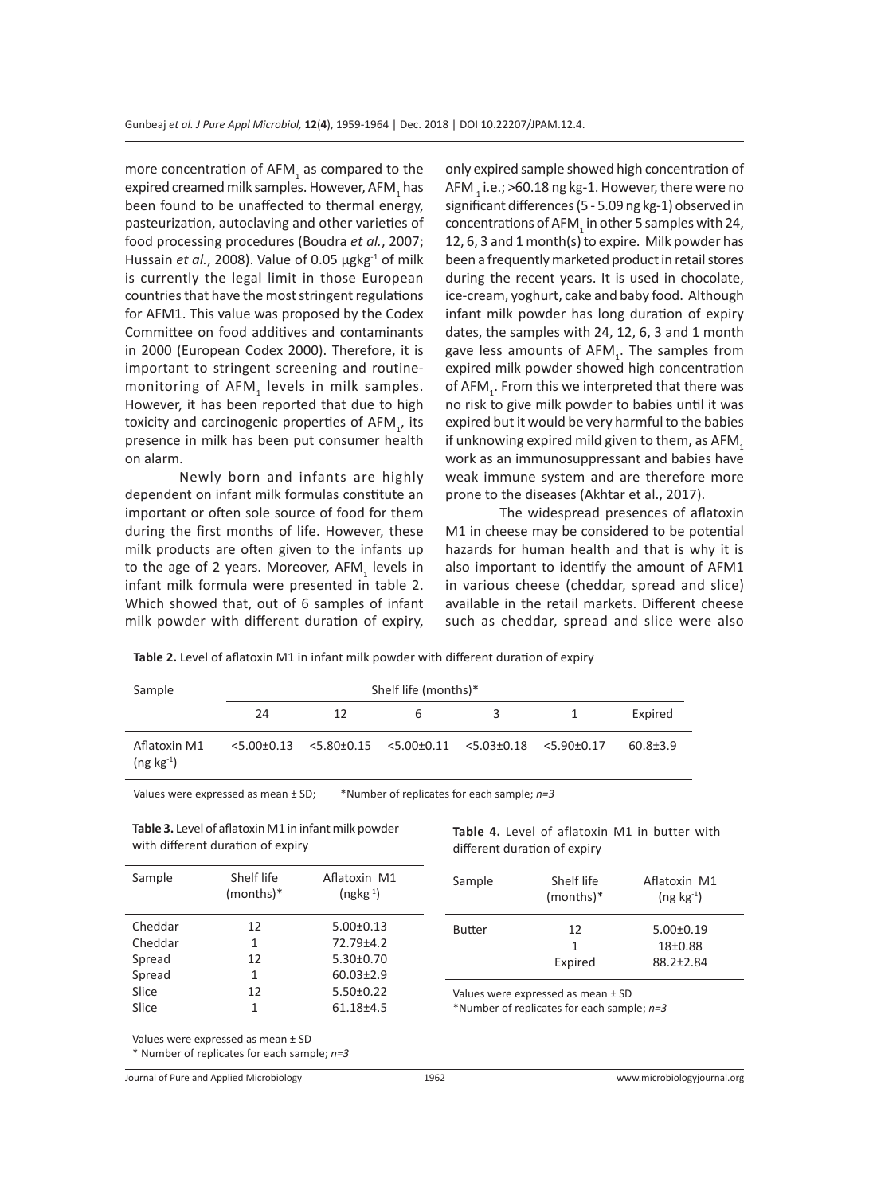more concentration of $AFM_1$ as compared to the expired creamed milk samples. However, $AFM_1$ has been found to be unaffected to thermal energy, pasteurization, autoclaving and other varieties of food processing procedures (Boudra *et al.*, 2007; Hussain *et al.*, 2008). Value of 0.05 $\mu g kg^{-1}$ of milk is currently the legal limit in those European countries that have the most stringent regulations for AFM1. This value was proposed by the Codex Committee on food additives and contaminants in 2000 (European Codex 2000). Therefore, it is important to stringent screening and routine-monitoring of $AFM_1$ levels in milk samples. However, it has been reported that due to high toxicity and carcinogenic properties of $AFM_1$, its presence in milk has been put consumer health on alarm.

Newly born and infants are highly dependent on infant milk formulas constitute an important or often sole source of food for them during the first months of life. However, these milk products are often given to the infants up to the age of 2 years. Moreover, $AFM_1$ levels in infant milk formula were presented in table 2. Which showed that, out of 6 samples of infant milk powder with different duration of expiry, only expired sample showed high concentration of $AFM_1$ i.e.; >60.18 ng kg-1. However, there were no significant differences (5 - 5.09 ng kg-1) observed in concentrations of $AFM_1$ in other 5 samples with 24, 12, 6, 3 and 1 month(s) to expire. Milk powder has been a frequently marketed product in retail stores during the recent years. It is used in chocolate, ice-cream, yoghurt, cake and baby food. Although infant milk powder has long duration of expiry dates, the samples with 24, 12, 6, 3 and 1 month gave less amounts of $AFM_1$. The samples from expired milk powder showed high concentration of $AFM_1$. From this we interpreted that there was no risk to give milk powder to babies until it was expired but it would be very harmful to the babies if unknowing expired mild given to them, as $AFM_1$ work as an immunosuppressant and babies have weak immune system and are therefore more prone to the diseases (Akhtar et al., 2017).

The widespread presences of aflatoxin M1 in cheese may be considered to be potential hazards for human health and that is why it is also important to identify the amount of AFM1 in various cheese (cheddar, spread and slice) available in the retail markets. Different cheese such as cheddar, spread and slice were also

**Table 2.** Level of aflatoxin M1 in infant milk powder with different duration of expiry

| Sample | Shelf life (months)* | | | | | |
|---|---|---|---|---|---|---|
| | 24 | 12 | 6 | 3 | 1 | Expired |
| Aflatoxin M1 ($ng\ kg^{-1}$) | <5.00±0.13 | <5.80±0.15 | <5.00±0.11 | <5.03±0.18 | <5.90±0.17 | 60.8±3.9 |

Values were expressed as mean ± SD; *Number of replicates for each sample; *n=3*

**Table 3.** Level of aflatoxin M1 in infant milk powder with different duration of expiry

| Sample | Shelf life (months)* | Aflatoxin M1 ($ngkg^{-1}$) |
|---|---|---|
| Cheddar | 12 | 5.00±0.13 |
| Cheddar | 1 | 72.79±4.2 |
| Spread | 12 | 5.30±0.70 |
| Spread | 1 | 60.03±2.9 |
| Slice | 12 | 5.50±0.22 |
| Slice | 1 | 61.18±4.5 |

Values were expressed as mean ± SD
* Number of replicates for each sample; *n=3*

**Table 4.** Level of aflatoxin M1 in butter with different duration of expiry

| Sample | Shelf life (months)* | Aflatoxin M1 ($ng\ kg^{-1}$) |
|---|---|---|
| Butter | 12 | 5.00±0.19 |
| | 1 | 18±0.88 |
| | Expired | 88.2±2.84 |

Values were expressed as mean ± SD
*Number of replicates for each sample; *n=3*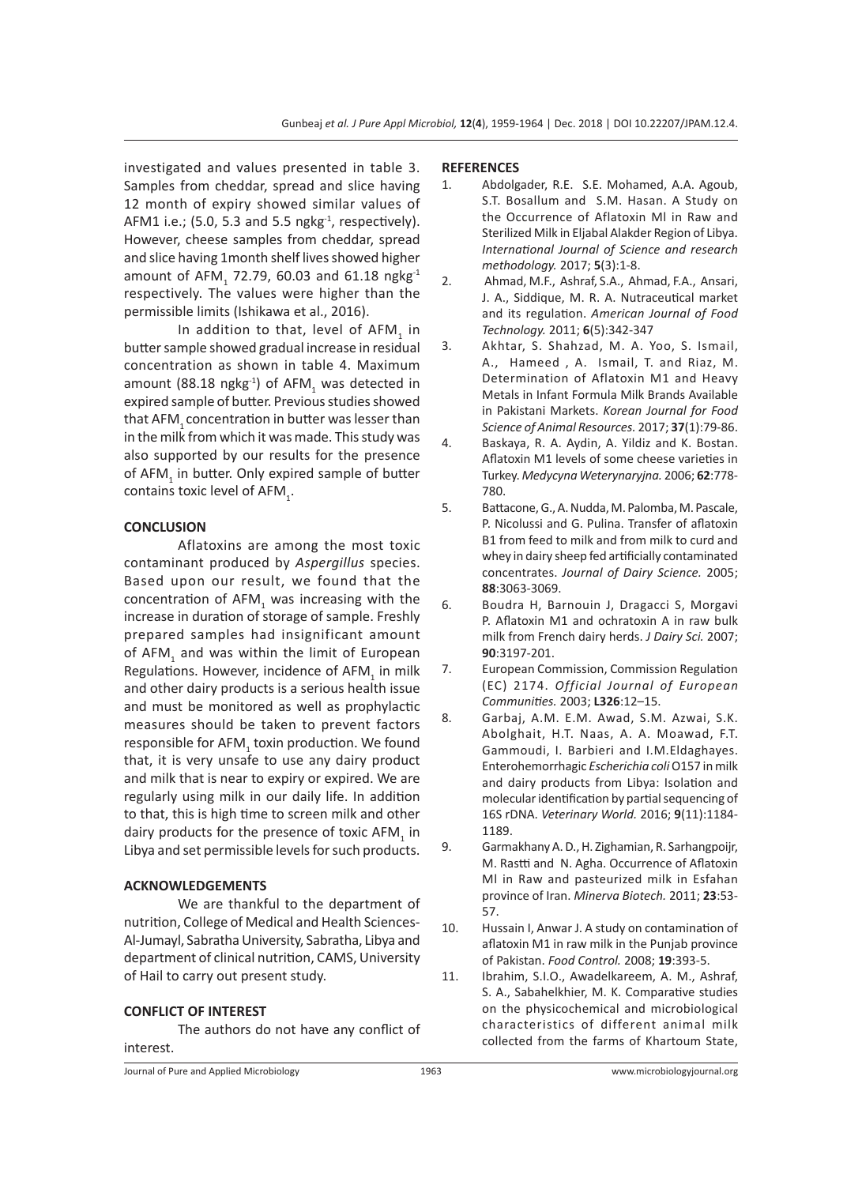investigated and values presented in table 3. Samples from cheddar, spread and slice having 12 month of expiry showed similar values of AFM1 i.e.; (5.0, 5.3 and 5.5 ngkg$^{-1}$, respectively). However, cheese samples from cheddar, spread and slice having 1month shelf lives showed higher amount of $AFM_1$ 72.79, 60.03 and 61.18 ngkg$^{-1}$ respectively. The values were higher than the permissible limits (Ishikawa et al., 2016).

In addition to that, level of $AFM_1$ in butter sample showed gradual increase in residual concentration as shown in table 4. Maximum amount (88.18 ngkg$^{-1}$) of $AFM_1$ was detected in expired sample of butter. Previous studies showed that $AFM_1$ concentration in butter was lesser than in the milk from which it was made. This study was also supported by our results for the presence of $AFM_1$ in butter. Only expired sample of butter contains toxic level of $AFM_1$.

## CONCLUSION

Aflatoxins are among the most toxic contaminant produced by *Aspergillus* species. Based upon our result, we found that the concentration of $AFM_1$ was increasing with the increase in duration of storage of sample. Freshly prepared samples had insignificant amount of $AFM_1$ and was within the limit of European Regulations. However, incidence of $AFM_1$ in milk and other dairy products is a serious health issue and must be monitored as well as prophylactic measures should be taken to prevent factors responsible for $AFM_1$ toxin production. We found that, it is very unsafe to use any dairy product and milk that is near to expiry or expired. We are regularly using milk in our daily life. In addition to that, this is high time to screen milk and other dairy products for the presence of toxic $AFM_1$ in Libya and set permissible levels for such products.

## ACKNOWLEDGEMENTS

We are thankful to the department of nutrition, College of Medical and Health Sciences-Al-Jumayl, Sabratha University, Sabratha, Libya and department of clinical nutrition, CAMS, University of Hail to carry out present study.

## CONFLICT OF INTEREST

The authors do not have any conflict of interest.

## REFERENCES

1. Abdolgader, R.E. S.E. Mohamed, A.A. Agoub, S.T. Bosallum and S.M. Hasan. A Study on the Occurrence of Aflatoxin Ml in Raw and Sterilized Milk in Eljabal Alakder Region of Libya. *International Journal of Science and research methodology.* 2017; **5**(3):1-8.
2. Ahmad, M.F., Ashraf, S.A., Ahmad, F.A., Ansari, J. A., Siddique, M. R. A. Nutraceutical market and its regulation. *American Journal of Food Technology.* 2011; **6**(5):342-347
3. Akhtar, S. Shahzad, M. A. Yoo, S. Ismail, A., Hameed , A. Ismail, T. and Riaz, M. Determination of Aflatoxin M1 and Heavy Metals in Infant Formula Milk Brands Available in Pakistani Markets. *Korean Journal for Food Science of Animal Resources.* 2017; **37**(1):79-86.
4. Baskaya, R. A. Aydin, A. Yildiz and K. Bostan. Aflatoxin M1 levels of some cheese varieties in Turkey. *Medycyna Weterynaryjna.* 2006; **62**:778-780.
5. Battacone, G., A. Nudda, M. Palomba, M. Pascale, P. Nicolussi and G. Pulina. Transfer of aflatoxin B1 from feed to milk and from milk to curd and whey in dairy sheep fed artificially contaminated concentrates. *Journal of Dairy Science.* 2005; **88**:3063-3069.
6. Boudra H, Barnouin J, Dragacci S, Morgavi P. Aflatoxin M1 and ochratoxin A in raw bulk milk from French dairy herds. *J Dairy Sci.* 2007; **90**:3197-201.
7. European Commission, Commission Regulation (EC) 2174. *Official Journal of European Communities.* 2003; **L326**:12–15.
8. Garbaj, A.M. E.M. Awad, S.M. Azwai, S.K. Abolghait, H.T. Naas, A. A. Moawad, F.T. Gammoudi, I. Barbieri and I.M.Eldaghayes. Enterohemorrhagic *Escherichia coli* O157 in milk and dairy products from Libya: Isolation and molecular identification by partial sequencing of 16S rDNA. *Veterinary World.* 2016; **9**(11):1184-1189.
9. Garmakhany A. D., H. Zighamian, R. Sarhangpoijr, M. Rastti and N. Agha. Occurrence of Aflatoxin Ml in Raw and pasteurized milk in Esfahan province of Iran. *Minerva Biotech.* 2011; **23**:53-57.
10. Hussain I, Anwar J. A study on contamination of aflatoxin M1 in raw milk in the Punjab province of Pakistan. *Food Control.* 2008; **19**:393-5.
11. Ibrahim, S.I.O., Awadelkareem, A. M., Ashraf, S. A., Sabahelkhier, M. K. Comparative studies on the physicochemical and microbiological characteristics of different animal milk collected from the farms of Khartoum State,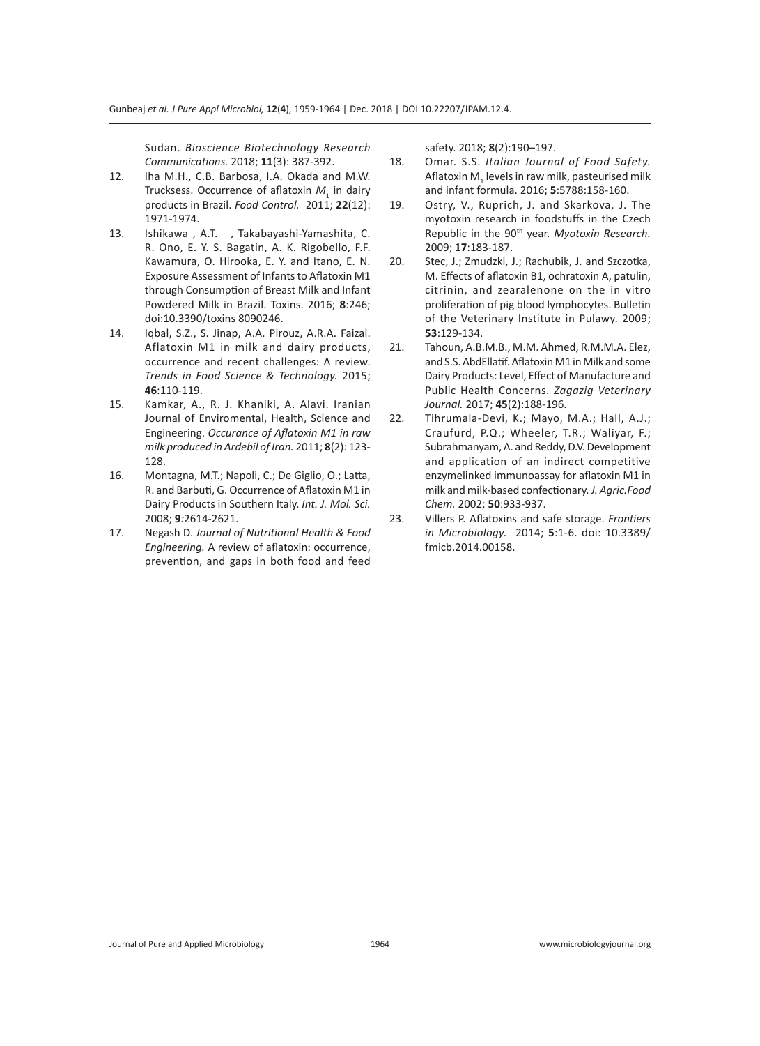Sudan. *Bioscience Biotechnology Research Communications.* 2018; **11**(3): 387-392.

12. Iha M.H., C.B. Barbosa, I.A. Okada and M.W. Trucksess. Occurrence of aflatoxin $M_1$ in dairy products in Brazil. *Food Control.* 2011; **22**(12): 1971-1974.
13. Ishikawa , A.T. , Takabayashi-Yamashita, C. R. Ono, E. Y. S. Bagatin, A. K. Rigobello, F.F. Kawamura, O. Hirooka, E. Y. and Itano, E. N. Exposure Assessment of Infants to Aflatoxin M1 through Consumption of Breast Milk and Infant Powdered Milk in Brazil. Toxins. 2016; **8**:246; doi:10.3390/toxins 8090246.
14. Iqbal, S.Z., S. Jinap, A.A. Pirouz, A.R.A. Faizal. Aflatoxin M1 in milk and dairy products, occurrence and recent challenges: A review. *Trends in Food Science & Technology.* 2015; **46**:110-119.
15. Kamkar, A., R. J. Khaniki, A. Alavi. Iranian Journal of Enviromental, Health, Science and Engineering. *Occurance of Aflatoxin M1 in raw milk produced in Ardebil of Iran.* 2011; **8**(2): 123-128.
16. Montagna, M.T.; Napoli, C.; De Giglio, O.; Latta, R. and Barbuti, G. Occurrence of Aflatoxin M1 in Dairy Products in Southern Italy. *Int. J. Mol. Sci.* 2008; **9**:2614-2621.
17. Negash D. *Journal of Nutritional Health & Food Engineering.* A review of aflatoxin: occurrence, prevention, and gaps in both food and feed safety. 2018; **8**(2):190–197.
18. Omar. S.S. *Italian Journal of Food Safety.* Aflatoxin $M_1$ levels in raw milk, pasteurised milk and infant formula. 2016; **5**:5788:158-160.
19. Ostry, V., Ruprich, J. and Skarkova, J. The myotoxin research in foodstuffs in the Czech Republic in the 90th year. *Myotoxin Research.* 2009; **17**:183-187.
20. Stec, J.; Zmudzki, J.; Rachubik, J. and Szczotka, M. Effects of aflatoxin B1, ochratoxin A, patulin, citrinin, and zearalenone on the in vitro proliferation of pig blood lymphocytes. Bulletin of the Veterinary Institute in Pulawy. 2009; **53**:129-134.
21. Tahoun, A.B.M.B., M.M. Ahmed, R.M.M.A. Elez, and S.S. AbdEllatif. Aflatoxin M1 in Milk and some Dairy Products: Level, Effect of Manufacture and Public Health Concerns. *Zagazig Veterinary Journal.* 2017; **45**(2):188-196.
22. Tihrumala-Devi, K.; Mayo, M.A.; Hall, A.J.; Craufurd, P.Q.; Wheeler, T.R.; Waliyar, F.; Subrahmanyam, A. and Reddy, D.V. Development and application of an indirect competitive enzymelinked immunoassay for aflatoxin M1 in milk and milk-based confectionary. *J. Agric.Food Chem.* 2002; **50**:933-937.
23. Villers P. Aflatoxins and safe storage. *Frontiers in Microbiology.* 2014; **5**:1-6. doi: 10.3389/fmicb.2014.00158.